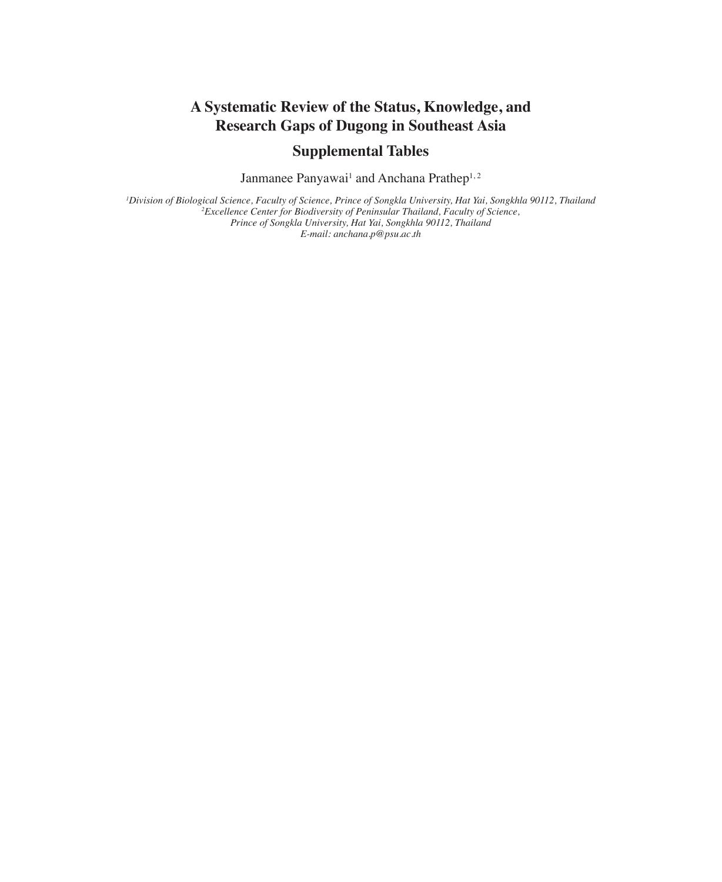# A Systematic Review of the Status, Knowledge, and Research Gaps of Dugong in Southeast Asia

## Supplemental Tables

Janmanee Panyawai[1] and Anchana Prathep[1, 2]

[1]*Division of Biological Science, Faculty of Science, Prince of Songkla University, Hat Yai, Songkhla 90112, Thailand*
[2]*Excellence Center for Biodiversity of Peninsular Thailand, Faculty of Science,*
*Prince of Songkla University, Hat Yai, Songkhla 90112, Thailand*
*E-mail: anchana.p@psu.ac.th*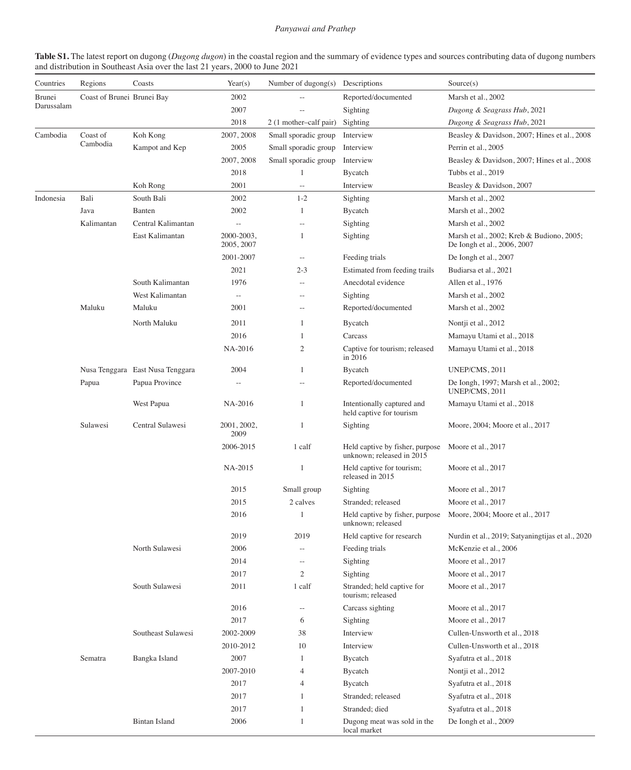**Table S1.** The latest report on dugong (*Dugong dugon*) in the coastal region and the summary of evidence types and sources contributing data of dugong numbers and distribution in Southeast Asia over the last 21 years, 2000 to June 2021

| Countries | Regions | Coasts | Year(s) | Number of dugong(s) | Descriptions | Source(s) |
|---|---|---|---|---|---|---|
| Brunei Darussalam | Coast of Brunei | Brunei Bay | 2002 | -- | Reported/documented | Marsh et al., 2002 |
| | | | 2007 | -- | Sighting | *Dugong & Seagrass Hub*, 2021 |
| | | | 2018 | 2 (1 mother–calf pair) | Sighting | *Dugong & Seagrass Hub*, 2021 |
| Cambodia | Coast of Cambodia | Koh Kong | 2007, 2008 | Small sporadic group | Interview | Beasley & Davidson, 2007; Hines et al., 2008 |
| | | Kampot and Kep | 2005 | Small sporadic group | Interview | Perrin et al., 2005 |
| | | | 2007, 2008 | Small sporadic group | Interview | Beasley & Davidson, 2007; Hines et al., 2008 |
| | | | 2018 | 1 | Bycatch | Tubbs et al., 2019 |
| | | Koh Rong | 2001 | -- | Interview | Beasley & Davidson, 2007 |
| Indonesia | Bali | South Bali | 2002 | 1-2 | Sighting | Marsh et al., 2002 |
| | Java | Banten | 2002 | 1 | Bycatch | Marsh et al., 2002 |
| | Kalimantan | Central Kalimantan | -- | -- | Sighting | Marsh et al., 2002 |
| | | East Kalimantan | 2000-2003, 2005, 2007 | 1 | Sighting | Marsh et al., 2002; Kreb & Budiono, 2005; De Iongh et al., 2006, 2007 |
| | | | 2001-2007 | -- | Feeding trials | De Iongh et al., 2007 |
| | | | 2021 | 2-3 | Estimated from feeding trails | Budiarsa et al., 2021 |
| | | South Kalimantan | 1976 | -- | Anecdotal evidence | Allen et al., 1976 |
| | | West Kalimantan | -- | -- | Sighting | Marsh et al., 2002 |
| | Maluku | Maluku | 2001 | -- | Reported/documented | Marsh et al., 2002 |
| | | North Maluku | 2011 | 1 | Bycatch | Nontji et al., 2012 |
| | | | 2016 | 1 | Carcass | Mamayu Utami et al., 2018 |
| | | | NA-2016 | 2 | Captive for tourism; released in 2016 | Mamayu Utami et al., 2018 |
| | Nusa Tenggara | East Nusa Tenggara | 2004 | 1 | Bycatch | UNEP/CMS, 2011 |
| | Papua | Papua Province | -- | -- | Reported/documented | De Iongh, 1997; Marsh et al., 2002; UNEP/CMS, 2011 |
| | | West Papua | NA-2016 | 1 | Intentionally captured and held captive for tourism | Mamayu Utami et al., 2018 |
| | Sulawesi | Central Sulawesi | 2001, 2002, 2009 | 1 | Sighting | Moore, 2004; Moore et al., 2017 |
| | | | 2006-2015 | 1 calf | Held captive by fisher, purpose unknown; released in 2015 | Moore et al., 2017 |
| | | | NA-2015 | 1 | Held captive for tourism; released in 2015 | Moore et al., 2017 |
| | | | 2015 | Small group | Sighting | Moore et al., 2017 |
| | | | 2015 | 2 calves | Stranded; released | Moore et al., 2017 |
| | | | 2016 | 1 | Held captive by fisher, purpose unknown; released | Moore, 2004; Moore et al., 2017 |
| | | | 2019 | 2019 | Held captive for research | Nurdin et al., 2019; Satyaningtijas et al., 2020 |
| | | North Sulawesi | 2006 | -- | Feeding trials | McKenzie et al., 2006 |
| | | | 2014 | -- | Sighting | Moore et al., 2017 |
| | | | 2017 | 2 | Sighting | Moore et al., 2017 |
| | | South Sulawesi | 2011 | 1 calf | Stranded; held captive for tourism; released | Moore et al., 2017 |
| | | | 2016 | -- | Carcass sighting | Moore et al., 2017 |
| | | | 2017 | 6 | Sighting | Moore et al., 2017 |
| | | Southeast Sulawesi | 2002-2009 | 38 | Interview | Cullen-Unsworth et al., 2018 |
| | | | 2010-2012 | 10 | Interview | Cullen-Unsworth et al., 2018 |
| | Sematra | Bangka Island | 2007 | 1 | Bycatch | Syafutra et al., 2018 |
| | | | 2007-2010 | 4 | Bycatch | Nontji et al., 2012 |
| | | | 2017 | 4 | Bycatch | Syafutra et al., 2018 |
| | | | 2017 | 1 | Stranded; released | Syafutra et al., 2018 |
| | | | 2017 | 1 | Stranded; died | Syafutra et al., 2018 |
| | | Bintan Island | 2006 | 1 | Dugong meat was sold in the local market | De Iongh et al., 2009 |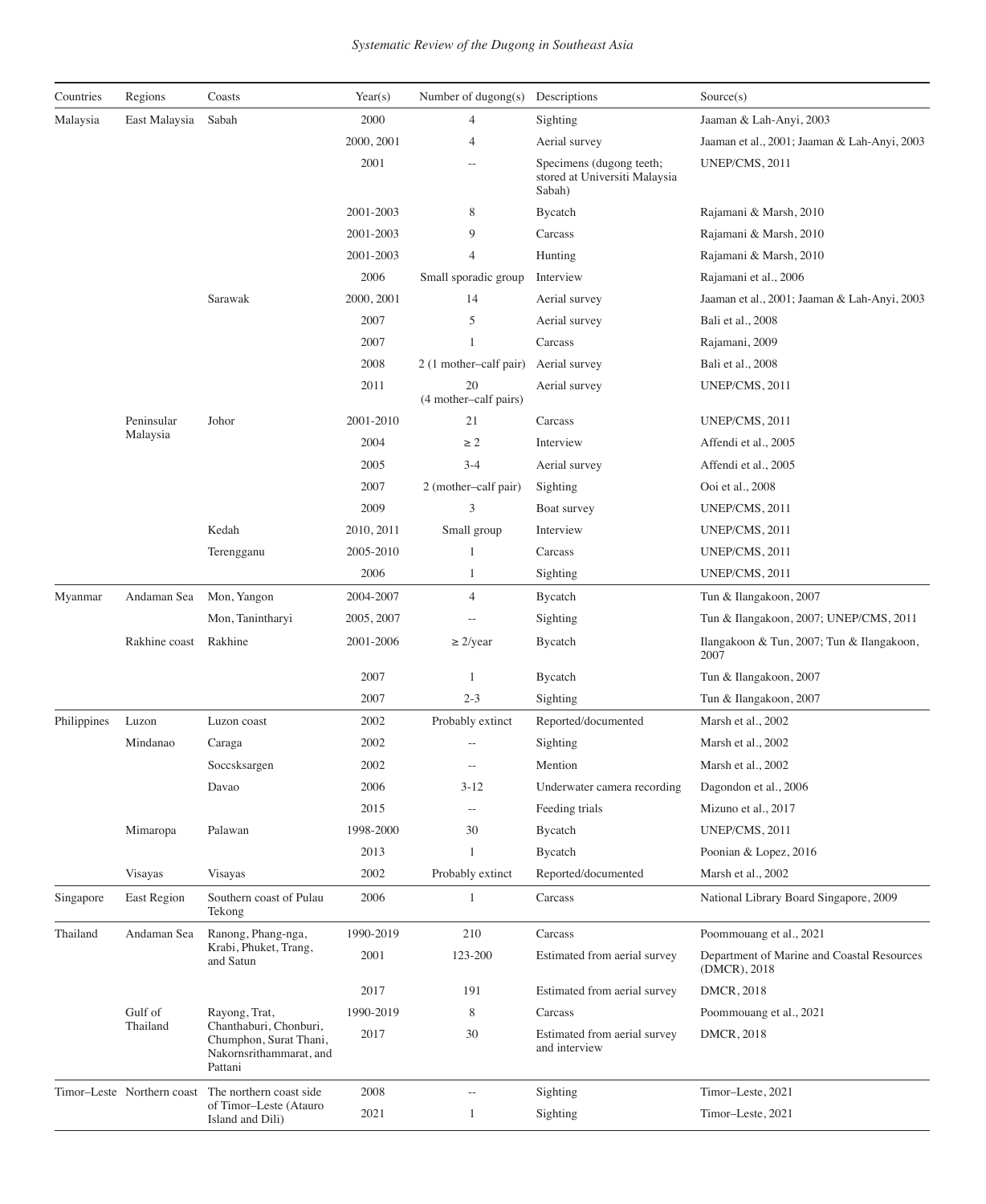| Countries | Regions | Coasts | Year(s) | Number of dugong(s) | Descriptions | Source(s) |
|---|---|---|---|---|---|---|
| Malaysia | East Malaysia | Sabah | 2000 | 4 | Sighting | Jaaman & Lah-Anyi, 2003 |
| | | | 2000, 2001 | 4 | Aerial survey | Jaaman et al., 2001; Jaaman & Lah-Anyi, 2003 |
| | | | 2001 | -- | Specimens (dugong teeth; stored at Universiti Malaysia Sabah) | UNEP/CMS, 2011 |
| | | | 2001-2003 | 8 | Bycatch | Rajamani & Marsh, 2010 |
| | | | 2001-2003 | 9 | Carcass | Rajamani & Marsh, 2010 |
| | | | 2001-2003 | 4 | Hunting | Rajamani & Marsh, 2010 |
| | | | 2006 | Small sporadic group | Interview | Rajamani et al., 2006 |
| | | Sarawak | 2000, 2001 | 14 | Aerial survey | Jaaman et al., 2001; Jaaman & Lah-Anyi, 2003 |
| | | | 2007 | 5 | Aerial survey | Bali et al., 2008 |
| | | | 2007 | 1 | Carcass | Rajamani, 2009 |
| | | | 2008 | 2 (1 mother–calf pair) | Aerial survey | Bali et al., 2008 |
| | | | 2011 | 20 (4 mother–calf pairs) | Aerial survey | UNEP/CMS, 2011 |
| | Peninsular Malaysia | Johor | 2001-2010 | 21 | Carcass | UNEP/CMS, 2011 |
| | | | 2004 | ≥ 2 | Interview | Affendi et al., 2005 |
| | | | 2005 | 3-4 | Aerial survey | Affendi et al., 2005 |
| | | | 2007 | 2 (mother–calf pair) | Sighting | Ooi et al., 2008 |
| | | | 2009 | 3 | Boat survey | UNEP/CMS, 2011 |
| | | Kedah | 2010, 2011 | Small group | Interview | UNEP/CMS, 2011 |
| | | Terengganu | 2005-2010 | 1 | Carcass | UNEP/CMS, 2011 |
| | | | 2006 | 1 | Sighting | UNEP/CMS, 2011 |
| Myanmar | Andaman Sea | Mon, Yangon | 2004-2007 | 4 | Bycatch | Tun & Ilangakoon, 2007 |
| | | Mon, Tanintharyi | 2005, 2007 | -- | Sighting | Tun & Ilangakoon, 2007; UNEP/CMS, 2011 |
| | Rakhine coast | Rakhine | 2001-2006 | ≥ 2/year | Bycatch | Ilangakoon & Tun, 2007; Tun & Ilangakoon, 2007 |
| | | | 2007 | 1 | Bycatch | Tun & Ilangakoon, 2007 |
| | | | 2007 | 2-3 | Sighting | Tun & Ilangakoon, 2007 |
| Philippines | Luzon | Luzon coast | 2002 | Probably extinct | Reported/documented | Marsh et al., 2002 |
| | Mindanao | Caraga | 2002 | -- | Sighting | Marsh et al., 2002 |
| | | Soccsksargen | 2002 | -- | Mention | Marsh et al., 2002 |
| | | Davao | 2006 | 3-12 | Underwater camera recording | Dagondon et al., 2006 |
| | | | 2015 | -- | Feeding trials | Mizuno et al., 2017 |
| | Mimaropa | Palawan | 1998-2000 | 30 | Bycatch | UNEP/CMS, 2011 |
| | | | 2013 | 1 | Bycatch | Poonian & Lopez, 2016 |
| | Visayas | Visayas | 2002 | Probably extinct | Reported/documented | Marsh et al., 2002 |
| Singapore | East Region | Southern coast of Pulau Tekong | 2006 | 1 | Carcass | National Library Board Singapore, 2009 |
| Thailand | Andaman Sea | Ranong, Phang-nga, Krabi, Phuket, Trang, and Satun | 1990-2019 | 210 | Carcass | Poommouang et al., 2021 |
| | | | 2001 | 123-200 | Estimated from aerial survey | Department of Marine and Coastal Resources (DMCR), 2018 |
| | | | 2017 | 191 | Estimated from aerial survey | DMCR, 2018 |
| | Gulf of Thailand | Rayong, Trat, Chanthaburi, Chonburi, Chumphon, Surat Thani, Nakornsrithammarat, and Pattani | 1990-2019 | 8 | Carcass | Poommouang et al., 2021 |
| | | | 2017 | 30 | Estimated from aerial survey and interview | DMCR, 2018 |
| Timor–Leste | Northern coast | The northern coast side of Timor–Leste (Atauro Island and Dili) | 2008 | -- | Sighting | Timor–Leste, 2021 |
| | | | 2021 | 1 | Sighting | Timor–Leste, 2021 |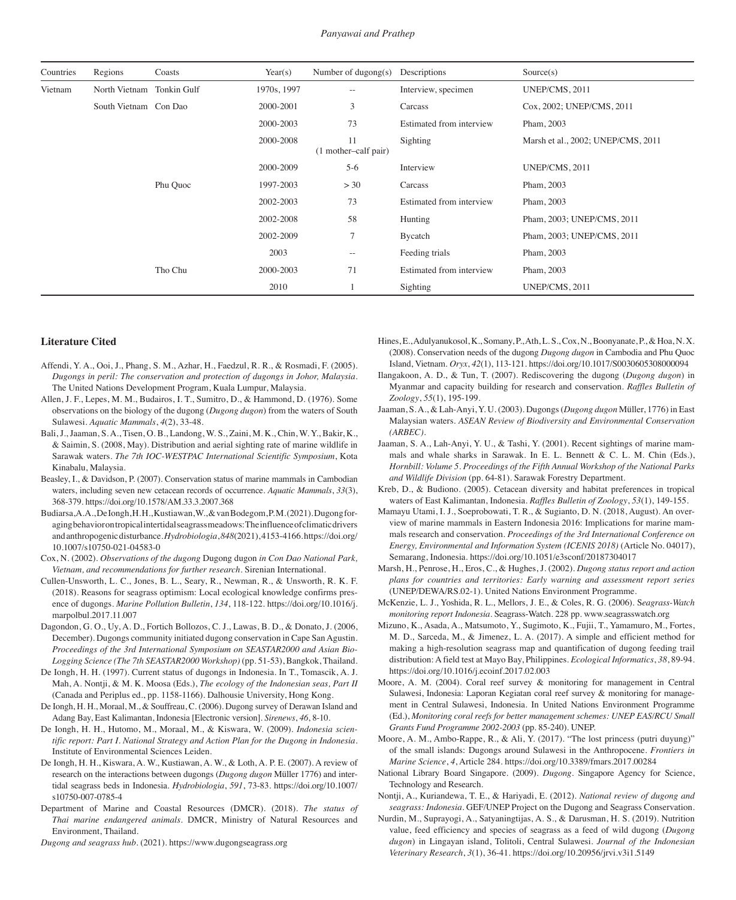| Countries | Regions | Coasts | Year(s) | Number of dugong(s) | Descriptions | Source(s) |
|---|---|---|---|---|---|---|
| Vietnam | North Vietnam | Tonkin Gulf | 1970s, 1997 | -- | Interview, specimen | UNEP/CMS, 2011 |
| | South Vietnam | Con Dao | 2000-2001 | 3 | Carcass | Cox, 2002; UNEP/CMS, 2011 |
| | | | 2000-2003 | 73 | Estimated from interview | Pham, 2003 |
| | | | 2000-2008 | 11 (1 mother–calf pair) | Sighting | Marsh et al., 2002; UNEP/CMS, 2011 |
| | | | 2000-2009 | 5-6 | Interview | UNEP/CMS, 2011 |
| | | Phu Quoc | 1997-2003 | > 30 | Carcass | Pham, 2003 |
| | | | 2002-2003 | 73 | Estimated from interview | Pham, 2003 |
| | | | 2002-2008 | 58 | Hunting | Pham, 2003; UNEP/CMS, 2011 |
| | | | 2002-2009 | 7 | Bycatch | Pham, 2003; UNEP/CMS, 2011 |
| | | | 2003 | -- | Feeding trials | Pham, 2003 |
| | | Tho Chu | 2000-2003 | 71 | Estimated from interview | Pham, 2003 |
| | | | 2010 | 1 | Sighting | UNEP/CMS, 2011 |

## Literature Cited

Affendi, Y. A., Ooi, J., Phang, S. M., Azhar, H., Faedzul, R. R., & Rosmadi, F. (2005). *Dugongs in peril: The conservation and protection of dugongs in Johor, Malaysia*. The United Nations Development Program, Kuala Lumpur, Malaysia.

Allen, J. F., Lepes, M. M., Budairos, I. T., Sumitro, D., & Hammond, D. (1976). Some observations on the biology of the dugong (*Dugong dugon*) from the waters of South Sulawesi. *Aquatic Mammals*, *4*(2), 33-48.

Bali, J., Jaaman, S. A., Tisen, O. B., Landong, W. S., Zaini, M. K., Chin, W. Y., Bakir, K., & Saimin, S. (2008, May). Distribution and aerial sighting rate of marine wildlife in Sarawak waters. *The 7th IOC-WESTPAC International Scientific Symposium*, Kota Kinabalu, Malaysia.

Beasley, I., & Davidson, P. (2007). Conservation status of marine mammals in Cambodian waters, including seven new cetacean records of occurrence. *Aquatic Mammals*, *33*(3), 368-379. https://doi.org/10.1578/AM.33.3.2007.368

Budiarsa, A. A., De Iongh, H. H., Kustiawan, W., & van Bodegom, P. M. (2021). Dugong foraging behavior on tropical intertidal seagrass meadows: The influence of climatic drivers and anthropogenic disturbance. *Hydrobiologia*, *848*(2021), 4153-4166. https://doi.org/10.1007/s10750-021-04583-0

Cox, N. (2002). *Observations of the dugong* Dugong dugon *in Con Dao National Park, Vietnam, and recommendations for further research*. Sirenian International.

Cullen-Unsworth, L. C., Jones, B. L., Seary, R., Newman, R., & Unsworth, R. K. F. (2018). Reasons for seagrass optimism: Local ecological knowledge confirms presence of dugongs. *Marine Pollution Bulletin*, *134*, 118-122. https://doi.org/10.1016/j.marpolbul.2017.11.007

Dagondon, G. O., Uy, A. D., Fortich Bollozos, C. J., Lawas, B. D., & Donato, J. (2006, December). Dugongs community initiated dugong conservation in Cape San Agustin. *Proceedings of the 3rd International Symposium on SEASTAR2000 and Asian Bio-Logging Science (The 7th SEASTAR2000 Workshop)* (pp. 51-53), Bangkok, Thailand.

De Iongh, H. H. (1997). Current status of dugongs in Indonesia. In T., Tomascik, A. J. Mah, A. Nontji, & M. K. Moosa (Eds.), *The ecology of the Indonesian seas, Part II* (Canada and Periplus ed., pp. 1158-1166). Dalhousie University, Hong Kong.

De Iongh, H. H., Moraal, M., & Souffreau, C. (2006). Dugong survey of Derawan Island and Adang Bay, East Kalimantan, Indonesia [Electronic version]. *Sirenews*, *46*, 8-10.

De Iongh, H. H., Hutomo, M., Moraal, M., & Kiswara, W. (2009). *Indonesia scientific report: Part I. National Strategy and Action Plan for the Dugong in Indonesia*. Institute of Environmental Sciences Leiden.

De Iongh, H. H., Kiswara, A. W., Kustiawan, A. W., & Loth, A. P. E. (2007). A review of research on the interactions between dugongs (*Dugong dugon* Müller 1776) and intertidal seagrass beds in Indonesia. *Hydrobiologia*, *591*, 73-83. https://doi.org/10.1007/s10750-007-0785-4

Department of Marine and Coastal Resources (DMCR). (2018). *The status of Thai marine endangered animals*. DMCR, Ministry of Natural Resources and Environment, Thailand.

*Dugong and seagrass hub*. (2021). https://www.dugongseagrass.org

Hines, E., Adulyanukosol, K., Somany, P., Ath, L. S., Cox, N., Boonyanate, P., & Hoa, N. X. (2008). Conservation needs of the dugong *Dugong dugon* in Cambodia and Phu Quoc Island, Vietnam. *Oryx*, *42*(1), 113-121. https://doi.org/10.1017/S0030605308000094

Ilangakoon, A. D., & Tun, T. (2007). Rediscovering the dugong (*Dugong dugon*) in Myanmar and capacity building for research and conservation. *Raffles Bulletin of Zoology*, *55*(1), 195-199.

Jaaman, S. A., & Lah-Anyi, Y. U. (2003). Dugongs (*Dugong dugon* Müller, 1776) in East Malaysian waters. *ASEAN Review of Biodiversity and Environmental Conservation (ARBEC)*.

Jaaman, S. A., Lah-Anyi, Y. U., & Tashi, Y. (2001). Recent sightings of marine mammals and whale sharks in Sarawak. In E. L. Bennett & C. L. M. Chin (Eds.), *Hornbill: Volume 5. Proceedings of the Fifth Annual Workshop of the National Parks and Wildlife Division* (pp. 64-81). Sarawak Forestry Department.

Kreb, D., & Budiono. (2005). Cetacean diversity and habitat preferences in tropical waters of East Kalimantan, Indonesia. *Raffles Bulletin of Zoology*, *53*(1), 149-155.

Mamayu Utami, I. J., Soeprobowati, T. R., & Sugianto, D. N. (2018, August). An overview of marine mammals in Eastern Indonesia 2016: Implications for marine mammals research and conservation. *Proceedings of the 3rd International Conference on Energy, Environmental and Information System (ICENIS 2018)* (Article No. 04017), Semarang, Indonesia. https://doi.org/10.1051/e3sconf/20187304017

Marsh, H., Penrose, H., Eros, C., & Hughes, J. (2002). *Dugong status report and action plans for countries and territories: Early warning and assessment report series* (UNEP/DEWA/RS.02-1). United Nations Environment Programme.

McKenzie, L. J., Yoshida, R. L., Mellors, J. E., & Coles, R. G. (2006). S*eagrass-Watch monitoring report Indonesia*. Seagrass-Watch. 228 pp. www.seagrasswatch.org

Mizuno, K., Asada, A., Matsumoto, Y., Sugimoto, K., Fujii, T., Yamamuro, M., Fortes, M. D., Sarceda, M., & Jimenez, L. A. (2017). A simple and efficient method for making a high-resolution seagrass map and quantification of dugong feeding trail distribution: A field test at Mayo Bay, Philippines. *Ecological Informatics*, *38*, 89-94. https://doi.org/10.1016/j.ecoinf.2017.02.003

Moore, A. M. (2004). Coral reef survey & monitoring for management in Central Sulawesi, Indonesia: Laporan Kegiatan coral reef survey & monitoring for management in Central Sulawesi, Indonesia. In United Nations Environment Programme (Ed.), *Monitoring coral reefs for better management schemes: UNEP EAS/RCU Small Grants Fund Programme 2002-2003* (pp. 85-240). UNEP.

Moore, A. M., Ambo-Rappe, R., & Ali, Y. (2017). "The lost princess (putri duyung)" of the small islands: Dugongs around Sulawesi in the Anthropocene. *Frontiers in Marine Science*, *4*, Article 284. https://doi.org/10.3389/fmars.2017.00284

National Library Board Singapore. (2009). *Dugong*. Singapore Agency for Science, Technology and Research.

Nontji, A., Kuriandewa, T. E., & Hariyadi, E. (2012). *National review of dugong and seagrass: Indonesia*. GEF/UNEP Project on the Dugong and Seagrass Conservation.

Nurdin, M., Suprayogi, A., Satyaningtijas, A. S., & Darusman, H. S. (2019). Nutrition value, feed efficiency and species of seagrass as a feed of wild dugong (*Dugong dugon*) in Lingayan island, Tolitoli, Central Sulawesi. *Journal of the Indonesian Veterinary Research*, *3*(1), 36-41. https://doi.org/10.20956/jrvi.v3i1.5149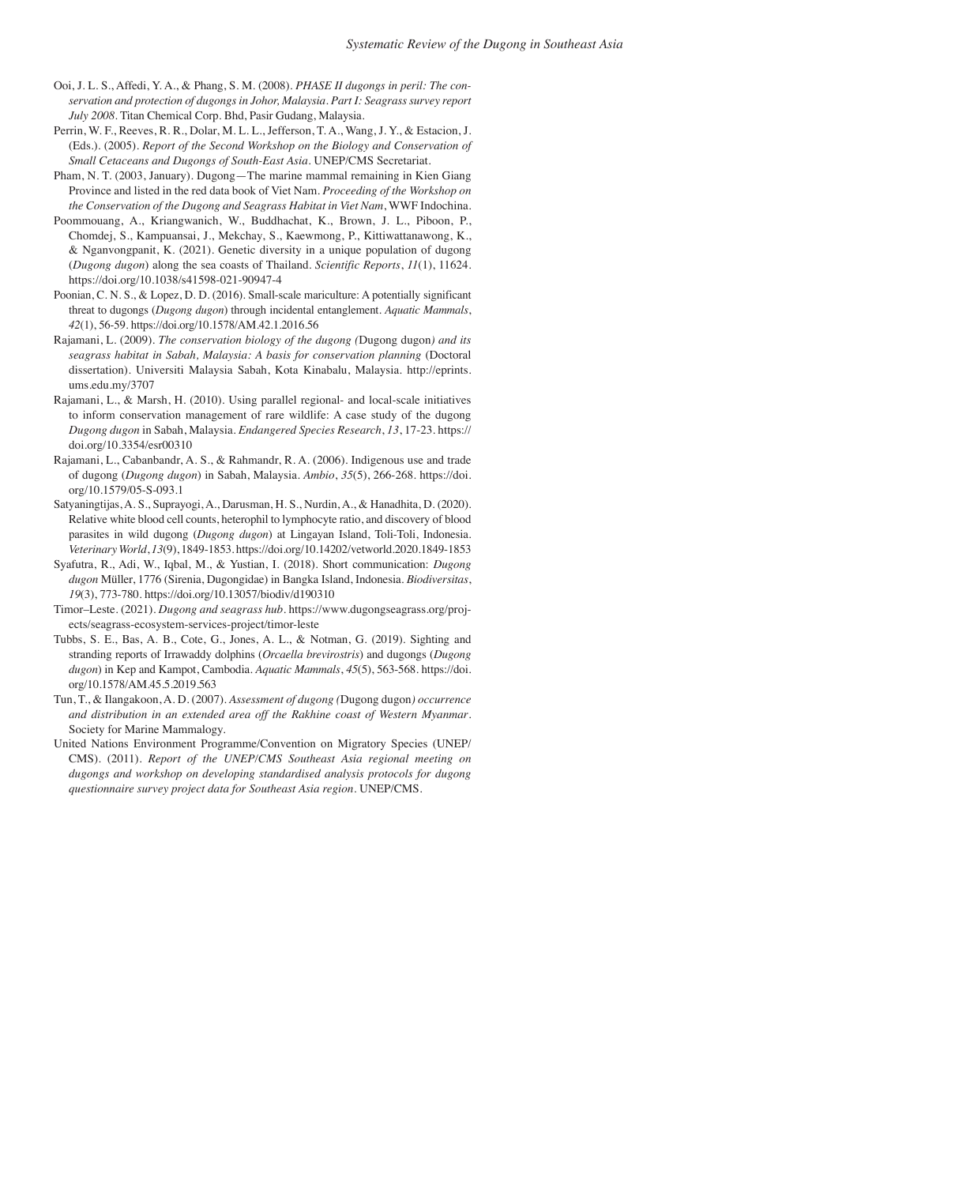Ooi, J. L. S., Affedi, Y. A., & Phang, S. M. (2008). *PHASE II dugongs in peril: The conservation and protection of dugongs in Johor, Malaysia. Part I: Seagrass survey report July 2008*. Titan Chemical Corp. Bhd, Pasir Gudang, Malaysia.

Perrin, W. F., Reeves, R. R., Dolar, M. L. L., Jefferson, T. A., Wang, J. Y., & Estacion, J. (Eds.). (2005). *Report of the Second Workshop on the Biology and Conservation of Small Cetaceans and Dugongs of South-East Asia*. UNEP/CMS Secretariat.

Pham, N. T. (2003, January). Dugong—The marine mammal remaining in Kien Giang Province and listed in the red data book of Viet Nam. *Proceeding of the Workshop on the Conservation of the Dugong and Seagrass Habitat in Viet Nam*, WWF Indochina.

Poommouang, A., Kriangwanich, W., Buddhachat, K., Brown, J. L., Piboon, P., Chomdej, S., Kampuansai, J., Mekchay, S., Kaewmong, P., Kittiwattanawong, K., & Nganvongpanit, K. (2021). Genetic diversity in a unique population of dugong (*Dugong dugon*) along the sea coasts of Thailand. *Scientific Reports*, *11*(1), 11624. https://doi.org/10.1038/s41598-021-90947-4

Poonian, C. N. S., & Lopez, D. D. (2016). Small-scale mariculture: A potentially significant threat to dugongs (*Dugong dugon*) through incidental entanglement. *Aquatic Mammals*, *42*(1), 56-59. https://doi.org/10.1578/AM.42.1.2016.56

Rajamani, L. (2009). *The conservation biology of the dugong (*Dugong dugon*) and its seagrass habitat in Sabah, Malaysia: A basis for conservation planning* (Doctoral dissertation). Universiti Malaysia Sabah, Kota Kinabalu, Malaysia. http://eprints.ums.edu.my/3707

Rajamani, L., & Marsh, H. (2010). Using parallel regional- and local-scale initiatives to inform conservation management of rare wildlife: A case study of the dugong *Dugong dugon* in Sabah, Malaysia. *Endangered Species Research*, *13*, 17-23. https://doi.org/10.3354/esr00310

Rajamani, L., Cabanbandr, A. S., & Rahmandr, R. A. (2006). Indigenous use and trade of dugong (*Dugong dugon*) in Sabah, Malaysia. *Ambio*, *35*(5), 266-268. https://doi.org/10.1579/05-S-093.1

Satyaningtijas, A. S., Suprayogi, A., Darusman, H. S., Nurdin, A., & Hanadhita, D. (2020). Relative white blood cell counts, heterophil to lymphocyte ratio, and discovery of blood parasites in wild dugong (*Dugong dugon*) at Lingayan Island, Toli-Toli, Indonesia. *Veterinary World*, *13*(9), 1849-1853. https://doi.org/10.14202/vetworld.2020.1849-1853

Syafutra, R., Adi, W., Iqbal, M., & Yustian, I. (2018). Short communication: *Dugong dugon* Müller, 1776 (Sirenia, Dugongidae) in Bangka Island, Indonesia. *Biodiversitas*, *19*(3), 773-780. https://doi.org/10.13057/biodiv/d190310

Timor–Leste. (2021). *Dugong and seagrass hub*. https://www.dugongseagrass.org/projects/seagrass-ecosystem-services-project/timor-leste

Tubbs, S. E., Bas, A. B., Cote, G., Jones, A. L., & Notman, G. (2019). Sighting and stranding reports of Irrawaddy dolphins (*Orcaella brevirostris*) and dugongs (*Dugong dugon*) in Kep and Kampot, Cambodia. *Aquatic Mammals*, *45*(5), 563-568. https://doi.org/10.1578/AM.45.5.2019.563

Tun, T., & Ilangakoon, A. D. (2007). *Assessment of dugong (*Dugong dugon*) occurrence and distribution in an extended area off the Rakhine coast of Western Myanmar*. Society for Marine Mammalogy.

United Nations Environment Programme/Convention on Migratory Species (UNEP/CMS). (2011). *Report of the UNEP/CMS Southeast Asia regional meeting on dugongs and workshop on developing standardised analysis protocols for dugong questionnaire survey project data for Southeast Asia region*. UNEP/CMS.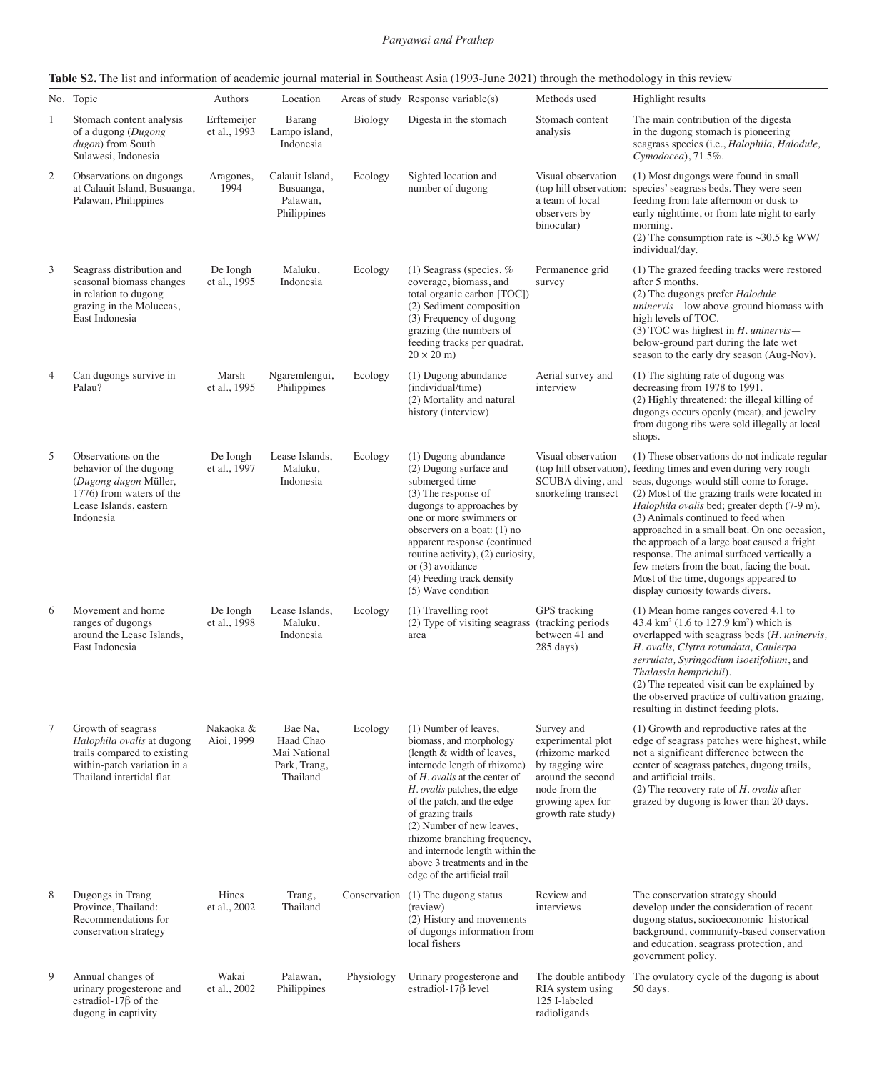**Table S2.** The list and information of academic journal material in Southeast Asia (1993-June 2021) through the methodology in this review

| No. | Topic | Authors | Location | Areas of study | Response variable(s) | Methods used | Highlight results |
|---|---|---|---|---|---|---|---|
| 1 | Stomach content analysis of a dugong (*Dugong dugon*) from South Sulawesi, Indonesia | Erftemeijer et al., 1993 | Barang Lampo island, Indonesia | Biology | Digesta in the stomach | Stomach content analysis | The main contribution of the digesta in the dugong stomach is pioneering seagrass species (i.e., *Halophila, Halodule, Cymodocea*), 71.5%. |
| 2 | Observations on dugongs at Calauit Island, Busuanga, Palawan, Philippines | Aragones, 1994 | Calauit Island, Busuanga, Palawan, Philippines | Ecology | Sighted location and number of dugong | Visual observation (top hill observation: a team of local observers by binocular) | (1) Most dugongs were found in small species' seagrass beds. They were seen feeding from late afternoon or dusk to early nighttime, or from late night to early morning.<br>(2) The consumption rate is ~30.5 kg WW/individual/day. |
| 3 | Seagrass distribution and seasonal biomass changes in relation to dugong grazing in the Moluccas, East Indonesia | De Iongh et al., 1995 | Maluku, Indonesia | Ecology | (1) Seagrass (species, % coverage, biomass, and total organic carbon [TOC])<br>(2) Sediment composition<br>(3) Frequency of dugong grazing (the numbers of feeding tracks per quadrat, 20 × 20 m) | Permanence grid survey | (1) The grazed feeding tracks were restored after 5 months.<br>(2) The dugongs prefer *Halodule uninervis*—low above-ground biomass with high levels of TOC.<br>(3) TOC was highest in *H. uninervis*—below-ground part during the late wet season to the early dry season (Aug-Nov). |
| 4 | Can dugongs survive in Palau? | Marsh et al., 1995 | Ngaremlengui, Philippines | Ecology | (1) Dugong abundance (individual/time)<br>(2) Mortality and natural history (interview) | Aerial survey and interview | (1) The sighting rate of dugong was decreasing from 1978 to 1991.<br>(2) Highly threatened: the illegal killing of dugongs occurs openly (meat), and jewelry from dugong ribs were sold illegally at local shops. |
| 5 | Observations on the behavior of the dugong (*Dugong dugon* Müller, 1776) from waters of the Lease Islands, eastern Indonesia | De Iongh et al., 1997 | Lease Islands, Maluku, Indonesia | Ecology | (1) Dugong abundance<br>(2) Dugong surface and submerged time<br>(3) The response of dugongs to approaches by one or more swimmers or observers on a boat: (1) no apparent response (continued routine activity), (2) curiosity, or (3) avoidance<br>(4) Feeding track density<br>(5) Wave condition | Visual observation (top hill observation), SCUBA diving, and snorkeling transect | (1) These observations do not indicate regular feeding times and even during very rough seas, dugongs would still come to forage.<br>(2) Most of the grazing trails were located in *Halophila ovalis* bed; greater depth (7-9 m).<br>(3) Animals continued to feed when approached in a small boat. On one occasion, the approach of a large boat caused a fright response. The animal surfaced vertically a few meters from the boat, facing the boat. Most of the time, dugongs appeared to display curiosity towards divers. |
| 6 | Movement and home ranges of dugongs around the Lease Islands, East Indonesia | De Iongh et al., 1998 | Lease Islands, Maluku, Indonesia | Ecology | (1) Travelling root<br>(2) Type of visiting seagrass area | GPS tracking (tracking periods between 41 and 285 days) | (1) Mean home ranges covered 4.1 to 43.4 km$^2$ (1.6 to 127.9 km$^2$) which is overlapped with seagrass beds (*H. uninervis, H. ovalis, Clytra rotundata, Caulerpa serrulata, Syringodium isoetifolium*, and *Thalassia hemprichii*).<br>(2) The repeated visit can be explained by the observed practice of cultivation grazing, resulting in distinct feeding plots. |
| 7 | Growth of seagrass *Halophila ovalis* at dugong trails compared to existing within-patch variation in a Thailand intertidal flat | Nakaoka & Aioi, 1999 | Bae Na, Haad Chao Mai National Park, Trang, Thailand | Ecology | (1) Number of leaves, biomass, and morphology (length & width of leaves, internode length of rhizome) of *H. ovalis* at the center of *H. ovalis* patches, the edge of the patch, and the edge of grazing trails<br>(2) Number of new leaves, rhizome branching frequency, and internode length within the above 3 treatments and in the edge of the artificial trail | Survey and experimental plot (rhizome marked by tagging wire around the second node from the growing apex for growth rate study) | (1) Growth and reproductive rates at the edge of seagrass patches were highest, while not a significant difference between the center of seagrass patches, dugong trails, and artificial trails.<br>(2) The recovery rate of *H. ovalis* after grazed by dugong is lower than 20 days. |
| 8 | Dugongs in Trang Province, Thailand: Recommendations for conservation strategy | Hines et al., 2002 | Trang, Thailand | Conservation | (1) The dugong status (review)<br>(2) History and movements of dugongs information from local fishers | Review and interviews | The conservation strategy should develop under the consideration of recent dugong status, socioeconomic–historical background, community-based conservation and education, seagrass protection, and government policy. |
| 9 | Annual changes of urinary progesterone and estradiol-17β of the dugong in captivity | Wakai et al., 2002 | Palawan, Philippines | Physiology | Urinary progesterone and estradiol-17β level | The double antibody RIA system using 125 I-labeled radioligands | The ovulatory cycle of the dugong is about 50 days. |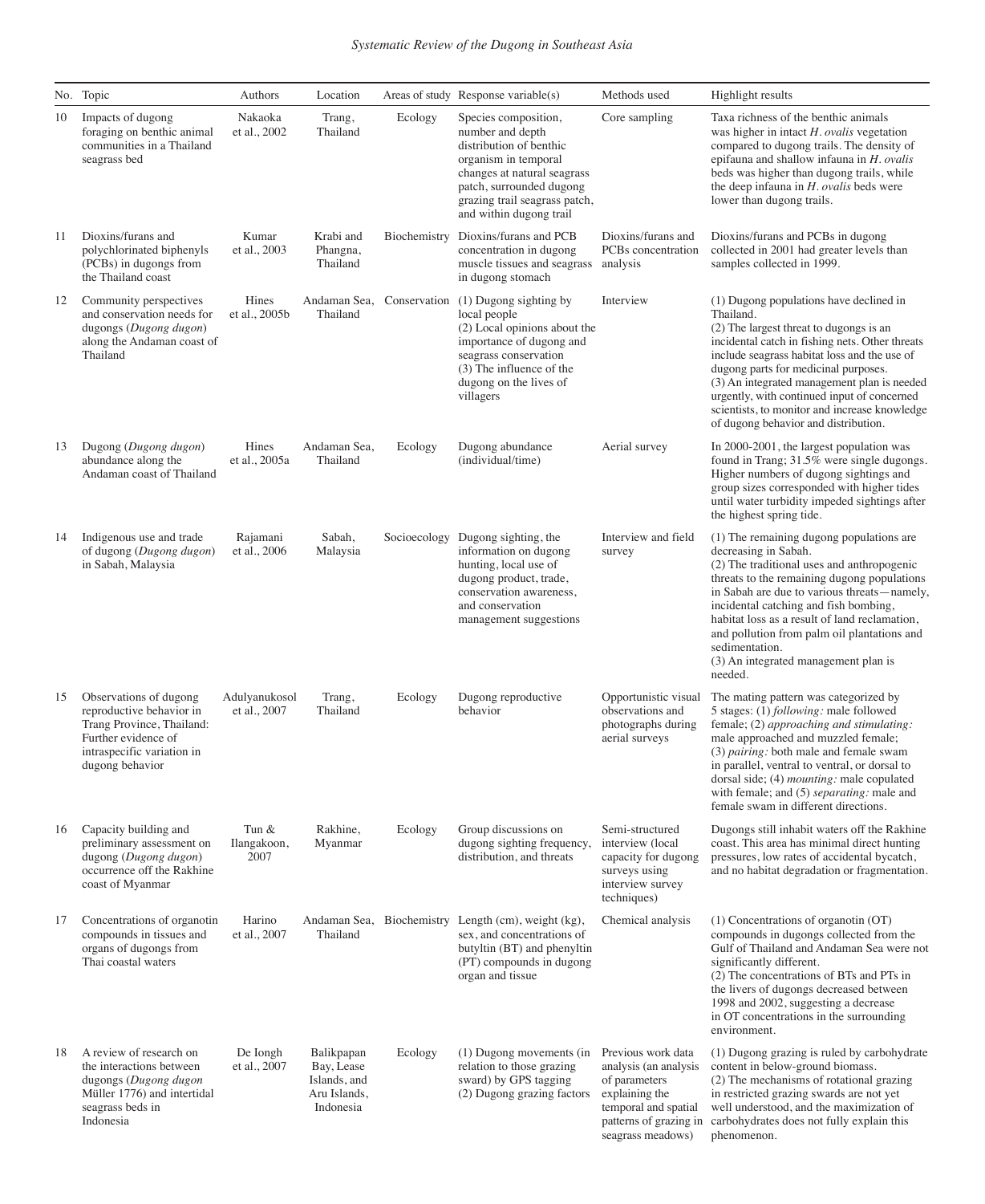| No. | Topic | Authors | Location | Areas of study | Response variable(s) | Methods used | Highlight results |
|---|---|---|---|---|---|---|---|
| 10 | Impacts of dugong foraging on benthic animal communities in a Thailand seagrass bed | Nakaoka et al., 2002 | Trang, Thailand | Ecology | Species composition, number and depth distribution of benthic organism in temporal changes at natural seagrass patch, surrounded dugong grazing trail seagrass patch, and within dugong trail | Core sampling | Taxa richness of the benthic animals was higher in intact *H. ovalis* vegetation compared to dugong trails. The density of epifauna and shallow infauna in *H. ovalis* beds was higher than dugong trails, while the deep infauna in *H. ovalis* beds were lower than dugong trails. |
| 11 | Dioxins/furans and polychlorinated biphenyls (PCBs) in dugongs from the Thailand coast | Kumar et al., 2003 | Krabi and Phangna, Thailand | Biochemistry | Dioxins/furans and PCB concentration in dugong muscle tissues and seagrass in dugong stomach | Dioxins/furans and PCBs concentration analysis | Dioxins/furans and PCBs in dugong collected in 2001 had greater levels than samples collected in 1999. |
| 12 | Community perspectives and conservation needs for dugongs (*Dugong dugon*) along the Andaman coast of Thailand | Hines et al., 2005b | Andaman Sea, Thailand | Conservation | (1) Dugong sighting by local people<br>(2) Local opinions about the importance of dugong and seagrass conservation<br>(3) The influence of the dugong on the lives of villagers | Interview | (1) Dugong populations have declined in Thailand.<br>(2) The largest threat to dugongs is an incidental catch in fishing nets. Other threats include seagrass habitat loss and the use of dugong parts for medicinal purposes.<br>(3) An integrated management plan is needed urgently, with continued input of concerned scientists, to monitor and increase knowledge of dugong behavior and distribution. |
| 13 | Dugong (*Dugong dugon*) abundance along the Andaman coast of Thailand | Hines et al., 2005a | Andaman Sea, Thailand | Ecology | Dugong abundance (individual/time) | Aerial survey | In 2000-2001, the largest population was found in Trang; 31.5% were single dugongs. Higher numbers of dugong sightings and group sizes corresponded with higher tides until water turbidity impeded sightings after the highest spring tide. |
| 14 | Indigenous use and trade of dugong (*Dugong dugon*) in Sabah, Malaysia | Rajamani et al., 2006 | Sabah, Malaysia | Socioecology | Dugong sighting, the information on dugong hunting, local use of dugong product, trade, conservation awareness, and conservation management suggestions | Interview and field survey | (1) The remaining dugong populations are decreasing in Sabah.<br>(2) The traditional uses and anthropogenic threats to the remaining dugong populations in Sabah are due to various threats—namely, incidental catching and fish bombing, habitat loss as a result of land reclamation, and pollution from palm oil plantations and sedimentation.<br>(3) An integrated management plan is needed. |
| 15 | Observations of dugong reproductive behavior in Trang Province, Thailand: Further evidence of intraspecific variation in dugong behavior | Adulyanukosol et al., 2007 | Trang, Thailand | Ecology | Dugong reproductive behavior | Opportunistic visual observations and photographs during aerial surveys | The mating pattern was categorized by 5 stages: (1) *following:* male followed female; (2) *approaching and stimulating:* male approached and muzzled female; (3) *pairing:* both male and female swam in parallel, ventral to ventral, or dorsal to dorsal side; (4) *mounting:* male copulated with female; and (5) *separating:* male and female swam in different directions. |
| 16 | Capacity building and preliminary assessment on dugong (*Dugong dugon*) occurrence off the Rakhine coast of Myanmar | Tun & Ilangakoon, 2007 | Rakhine, Myanmar | Ecology | Group discussions on dugong sighting frequency, distribution, and threats | Semi-structured interview (local capacity for dugong surveys using interview survey techniques) | Dugongs still inhabit waters off the Rakhine coast. This area has minimal direct hunting pressures, low rates of accidental bycatch, and no habitat degradation or fragmentation. |
| 17 | Concentrations of organotin compounds in tissues and organs of dugongs from Thai coastal waters | Harino et al., 2007 | Andaman Sea, Thailand | Biochemistry | Length (cm), weight (kg), sex, and concentrations of butyltin (BT) and phenyltin (PT) compounds in dugong organ and tissue | Chemical analysis | (1) Concentrations of organotin (OT) compounds in dugongs collected from the Gulf of Thailand and Andaman Sea were not significantly different.<br>(2) The concentrations of BTs and PTs in the livers of dugongs decreased between 1998 and 2002, suggesting a decrease in OT concentrations in the surrounding environment. |
| 18 | A review of research on the interactions between dugongs (*Dugong dugon* Müller 1776) and intertidal seagrass beds in Indonesia | De Iongh et al., 2007 | Balikpapan Bay, Lease Islands, and Aru Islands, Indonesia | Ecology | (1) Dugong movements (in relation to those grazing sward) by GPS tagging<br>(2) Dugong grazing factors | Previous work data analysis (an analysis of parameters explaining the temporal and spatial patterns of grazing in seagrass meadows) | (1) Dugong grazing is ruled by carbohydrate content in below-ground biomass.<br>(2) The mechanisms of rotational grazing in restricted grazing swards are not yet well understood, and the maximization of carbohydrates does not fully explain this phenomenon. |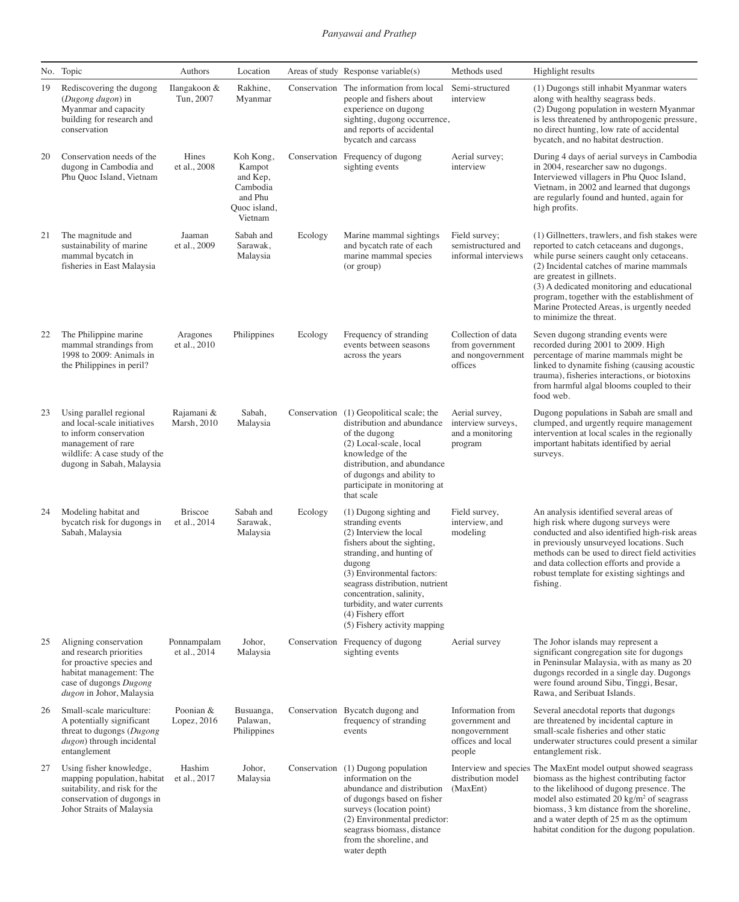| No. | Topic | Authors | Location | Areas of study | Response variable(s) | Methods used | Highlight results |
|---|---|---|---|---|---|---|---|
| 19 | Rediscovering the dugong (*Dugong dugon*) in Myanmar and capacity building for research and conservation | Ilangakoon & Tun, 2007 | Rakhine, Myanmar | Conservation | The information from local people and fishers about experience on dugong sighting, dugong occurrence, and reports of accidental bycatch and carcass | Semi-structured interview | (1) Dugongs still inhabit Myanmar waters along with healthy seagrass beds. (2) Dugong population in western Myanmar is less threatened by anthropogenic pressure, no direct hunting, low rate of accidental bycatch, and no habitat destruction. |
| 20 | Conservation needs of the dugong in Cambodia and Phu Quoc Island, Vietnam | Hines et al., 2008 | Koh Kong, Kampot and Kep, Cambodia and Phu Quoc island, Vietnam | Conservation | Frequency of dugong sighting events | Aerial survey; interview | During 4 days of aerial surveys in Cambodia in 2004, researcher saw no dugongs. Interviewed villagers in Phu Quoc Island, Vietnam, in 2002 and learned that dugongs are regularly found and hunted, again for high profits. |
| 21 | The magnitude and sustainability of marine mammal bycatch in fisheries in East Malaysia | Jaaman et al., 2009 | Sabah and Sarawak, Malaysia | Ecology | Marine mammal sightings and bycatch rate of each marine mammal species (or group) | Field survey; semistructured and informal interviews | (1) Gillnetters, trawlers, and fish stakes were reported to catch cetaceans and dugongs, while purse seiners caught only cetaceans. (2) Incidental catches of marine mammals are greatest in gillnets. (3) A dedicated monitoring and educational program, together with the establishment of Marine Protected Areas, is urgently needed to minimize the threat. |
| 22 | The Philippine marine mammal strandings from 1998 to 2009: Animals in the Philippines in peril? | Aragones et al., 2010 | Philippines | Ecology | Frequency of stranding events between seasons across the years | Collection of data from government and nongovernment offices | Seven dugong stranding events were recorded during 2001 to 2009. High percentage of marine mammals might be linked to dynamite fishing (causing acoustic trauma), fisheries interactions, or biotoxins from harmful algal blooms coupled to their food web. |
| 23 | Using parallel regional and local-scale initiatives to inform conservation management of rare wildlife: A case study of the dugong in Sabah, Malaysia | Rajamani & Marsh, 2010 | Sabah, Malaysia | Conservation | (1) Geopolitical scale; the distribution and abundance of the dugong (2) Local-scale, local knowledge of the distribution, and abundance of dugongs and ability to participate in monitoring at that scale | Aerial survey, interview surveys, and a monitoring program | Dugong populations in Sabah are small and clumped, and urgently require management intervention at local scales in the regionally important habitats identified by aerial surveys. |
| 24 | Modeling habitat and bycatch risk for dugongs in Sabah, Malaysia | Briscoe et al., 2014 | Sabah and Sarawak, Malaysia | Ecology | (1) Dugong sighting and stranding events (2) Interview the local fishers about the sighting, stranding, and hunting of dugong (3) Environmental factors: seagrass distribution, nutrient concentration, salinity, turbidity, and water currents (4) Fishery effort (5) Fishery activity mapping | Field survey, interview, and modeling | An analysis identified several areas of high risk where dugong surveys were conducted and also identified high-risk areas in previously unsurveyed locations. Such methods can be used to direct field activities and data collection efforts and provide a robust template for existing sightings and fishing. |
| 25 | Aligning conservation and research priorities for proactive species and habitat management: The case of dugongs *Dugong dugon* in Johor, Malaysia | Ponnampalam et al., 2014 | Johor, Malaysia | Conservation | Frequency of dugong sighting events | Aerial survey | The Johor islands may represent a significant congregation site for dugongs in Peninsular Malaysia, with as many as 20 dugongs recorded in a single day. Dugongs were found around Sibu, Tinggi, Besar, Rawa, and Seributat Islands. |
| 26 | Small-scale mariculture: A potentially significant threat to dugongs (*Dugong dugon*) through incidental entanglement | Poonian & Lopez, 2016 | Busuanga, Palawan, Philippines | Conservation | Bycatch dugong and frequency of stranding events | Information from government and nongovernment offices and local people | Several anecdotal reports that dugongs are threatened by incidental capture in small-scale fisheries and other static underwater structures could present a similar entanglement risk. |
| 27 | Using fisher knowledge, mapping population, habitat suitability, and risk for the conservation of dugongs in Johor Straits of Malaysia | Hashim et al., 2017 | Johor, Malaysia | Conservation | (1) Dugong population information on the abundance and distribution of dugongs based on fisher surveys (location point) (2) Environmental predictor: seagrass biomass, distance from the shoreline, and water depth | Interview and species distribution model (MaxEnt) | The MaxEnt model output showed seagrass biomass as the highest contributing factor to the likelihood of dugong presence. The model also estimated 20 kg/m$^2$ of seagrass biomass, 3 km distance from the shoreline, and a water depth of 25 m as the optimum habitat condition for the dugong population. |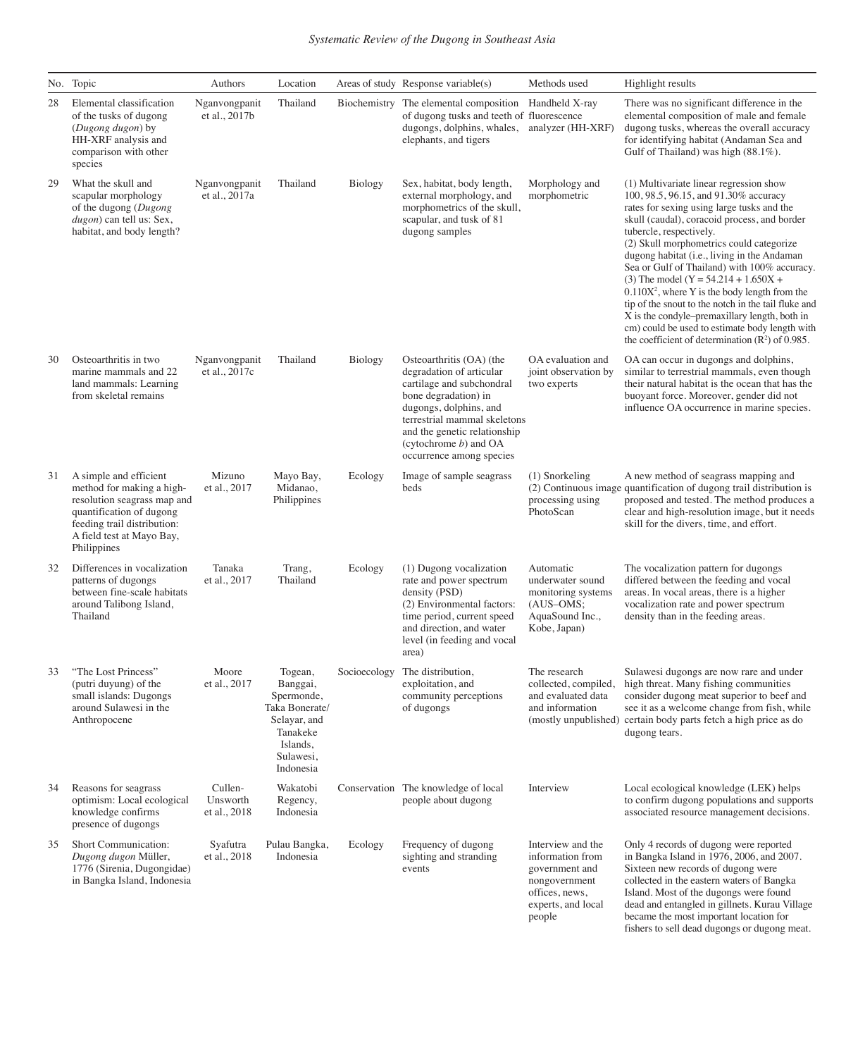| No. | Topic | Authors | Location | Areas of study | Response variable(s) | Methods used | Highlight results |
|---|---|---|---|---|---|---|---|
| 28 | Elemental classification of the tusks of dugong (*Dugong dugon*) by HH-XRF analysis and comparison with other species | Nganvongpanit et al., 2017b | Thailand | Biochemistry | The elemental composition of dugong tusks and teeth of dugongs, dolphins, whales, elephants, and tigers | Handheld X-ray fluorescence analyzer (HH-XRF) | There was no significant difference in the elemental composition of male and female dugong tusks, whereas the overall accuracy for identifying habitat (Andaman Sea and Gulf of Thailand) was high (88.1%). |
| 29 | What the skull and scapular morphology of the dugong (*Dugong dugon*) can tell us: Sex, habitat, and body length? | Nganvongpanit et al., 2017a | Thailand | Biology | Sex, habitat, body length, external morphology, and morphometrics of the skull, scapular, and tusk of 81 dugong samples | Morphology and morphometric | (1) Multivariate linear regression show 100, 98.5, 96.15, and 91.30% accuracy rates for sexing using large tusks and the skull (caudal), coracoid process, and border tubercle, respectively.<br>(2) Skull morphometrics could categorize dugong habitat (i.e., living in the Andaman Sea or Gulf of Thailand) with 100% accuracy.<br>(3) The model ($Y = 54.214 + 1.650X + 0.110X^2$, where Y is the body length from the tip of the snout to the notch in the tail fluke and X is the condyle–premaxillary length, both in cm) could be used to estimate body length with the coefficient of determination ($R^2$) of 0.985. |
| 30 | Osteoarthritis in two marine mammals and 22 land mammals: Learning from skeletal remains | Nganvongpanit et al., 2017c | Thailand | Biology | Osteoarthritis (OA) (the degradation of articular cartilage and subchondral bone degradation) in dugongs, dolphins, and terrestrial mammal skeletons and the genetic relationship (cytochrome *b*) and OA occurrence among species | OA evaluation and joint observation by two experts | OA can occur in dugongs and dolphins, similar to terrestrial mammals, even though their natural habitat is the ocean that has the buoyant force. Moreover, gender did not influence OA occurrence in marine species. |
| 31 | A simple and efficient method for making a high-resolution seagrass map and quantification of dugong feeding trail distribution: A field test at Mayo Bay, Philippines | Mizuno et al., 2017 | Mayo Bay, Midanao, Philippines | Ecology | Image of sample seagrass beds | (1) Snorkeling<br>(2) Continuous image processing using PhotoScan | A new method of seagrass mapping and quantification of dugong trail distribution is proposed and tested. The method produces a clear and high-resolution image, but it needs skill for the divers, time, and effort. |
| 32 | Differences in vocalization patterns of dugongs between fine-scale habitats around Talibong Island, Thailand | Tanaka et al., 2017 | Trang, Thailand | Ecology | (1) Dugong vocalization rate and power spectrum density (PSD)<br>(2) Environmental factors: time period, current speed and direction, and water level (in feeding and vocal area) | Automatic underwater sound monitoring systems (AUS–OMS; AquaSound Inc., Kobe, Japan) | The vocalization pattern for dugongs differed between the feeding and vocal areas. In vocal areas, there is a higher vocalization rate and power spectrum density than in the feeding areas. |
| 33 | "The Lost Princess" (putri duyung) of the small islands: Dugongs around Sulawesi in the Anthropocene | Moore et al., 2017 | Togean, Banggai, Spermonde, Taka Bonerate/ Selayar, and Tanakeke Islands, Sulawesi, Indonesia | Socioecology | The distribution, exploitation, and community perceptions of dugongs | The research collected, compiled, and evaluated data and information (mostly unpublished) | Sulawesi dugongs are now rare and under high threat. Many fishing communities consider dugong meat superior to beef and see it as a welcome change from fish, while certain body parts fetch a high price as do dugong tears. |
| 34 | Reasons for seagrass optimism: Local ecological knowledge confirms presence of dugongs | Cullen-Unsworth et al., 2018 | Wakatobi Regency, Indonesia | Conservation | The knowledge of local people about dugong | Interview | Local ecological knowledge (LEK) helps to confirm dugong populations and supports associated resource management decisions. |
| 35 | Short Communication: *Dugong dugon* Müller, 1776 (Sirenia, Dugongidae) in Bangka Island, Indonesia | Syafutra et al., 2018 | Pulau Bangka, Indonesia | Ecology | Frequency of dugong sighting and stranding events | Interview and the information from government and nongovernment offices, news, experts, and local people | Only 4 records of dugong were reported in Bangka Island in 1976, 2006, and 2007. Sixteen new records of dugong were collected in the eastern waters of Bangka Island. Most of the dugongs were found dead and entangled in gillnets. Kurau Village became the most important location for fishers to sell dead dugongs or dugong meat. |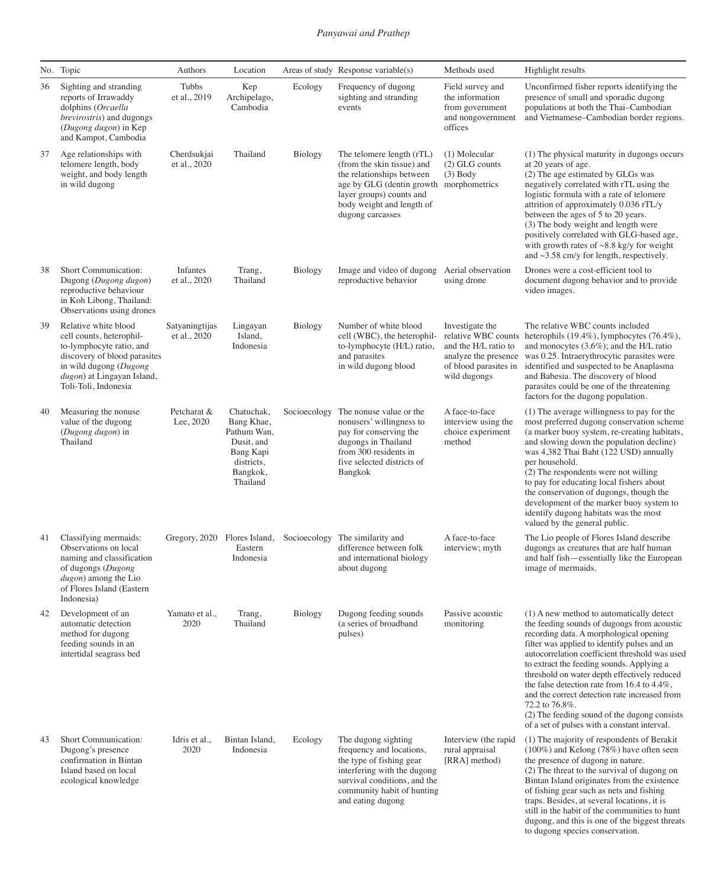| No. | Topic | Authors | Location | Areas of study | Response variable(s) | Methods used | Highlight results |
|---|---|---|---|---|---|---|---|
| 36 | Sighting and stranding reports of Irrawaddy dolphins (*Orcaella brevirostris*) and dugongs (*Dugong dugon*) in Kep and Kampot, Cambodia | Tubbs et al., 2019 | Kep Archipelago, Cambodia | Ecology | Frequency of dugong sighting and stranding events | Field survey and the information from government and nongovernment offices | Unconfirmed fisher reports identifying the presence of small and sporadic dugong populations at both the Thai–Cambodian and Vietnamese–Cambodian border regions. |
| 37 | Age relationships with telomere length, body weight, and body length in wild dugong | Cherdsukjai et al., 2020 | Thailand | Biology | The telomere length (rTL) (from the skin tissue) and the relationships between age by GLG (dentin growth layer groups) counts and body weight and length of dugong carcasses | (1) Molecular (2) GLG counts (3) Body morphometrics | (1) The physical maturity in dugongs occurs at 20 years of age. (2) The age estimated by GLGs was negatively correlated with rTL using the logistic formula with a rate of telomere attrition of approximately 0.036 rTL/y between the ages of 5 to 20 years. (3) The body weight and length were positively correlated with GLG-based age, with growth rates of ~8.8 kg/y for weight and ~3.58 cm/y for length, respectively. |
| 38 | Short Communication: Dugong (*Dugong dugon*) reproductive behaviour in Koh Libong, Thailand: Observations using drones | Infantes et al., 2020 | Trang, Thailand | Biology | Image and video of dugong reproductive behavior | Aerial observation using drone | Drones were a cost-efficient tool to document dugong behavior and to provide video images. |
| 39 | Relative white blood cell counts, heterophil-to-lymphocyte ratio, and discovery of blood parasites in wild dugong (*Dugong dugon*) at Lingayan Island, Toli-Toli, Indonesia | Satyaningtijas et al., 2020 | Lingayan Island, Indonesia | Biology | Number of white blood cell (WBC), the heterophil-to-lymphocyte (H/L) ratio, and parasites in wild dugong blood | Investigate the relative WBC counts and the H/L ratio to analyze the presence of blood parasites in wild dugongs | The relative WBC counts included heterophils (19.4%), lymphocytes (76.4%), and monocytes (3.6%); and the H/L ratio was 0.25. Intraerythrocytic parasites were identified and suspected to be Anaplasma and Babesia. The discovery of blood parasites could be one of the threatening factors for the dugong population. |
| 40 | Measuring the nonuse value of the dugong (*Dugong dugon*) in Thailand | Petcharat & Lee, 2020 | Chatuchak, Bang Khae, Pathum Wan, Dusit, and Bang Kapi districts, Bangkok, Thailand | Socioecology | The nonuse value or the nonusers' willingness to pay for conserving the dugongs in Thailand from 300 residents in five selected districts of Bangkok | A face-to-face interview using the choice experiment method | (1) The average willingness to pay for the most preferred dugong conservation scheme (a marker buoy system, re-creating habitats, and slowing down the population decline) was 4,382 Thai Baht (122 USD) annually per household. (2) The respondents were not willing to pay for educating local fishers about the conservation of dugongs, though the development of the marker buoy system to identify dugong habitats was the most valued by the general public. |
| 41 | Classifying mermaids: Observations on local naming and classification of dugongs (*Dugong dugon*) among the Lio of Flores Island (Eastern Indonesia) | Gregory, 2020 | Flores Island, Eastern Indonesia | Socioecology | The similarity and difference between folk and international biology about dugong | A face-to-face interview; myth | The Lio people of Flores Island describe dugongs as creatures that are half human and half fish—essentially like the European image of mermaids. |
| 42 | Development of an automatic detection method for dugong feeding sounds in an intertidal seagrass bed | Yamato et al., 2020 | Trang, Thailand | Biology | Dugong feeding sounds (a series of broadband pulses) | Passive acoustic monitoring | (1) A new method to automatically detect the feeding sounds of dugongs from acoustic recording data. A morphological opening filter was applied to identify pulses and an autocorrelation coefficient threshold was used to extract the feeding sounds. Applying a threshold on water depth effectively reduced the false detection rate from 16.4 to 4.4%, and the correct detection rate increased from 72.2 to 76.8%. (2) The feeding sound of the dugong consists of a set of pulses with a constant interval. |
| 43 | Short Communication: Dugong's presence confirmation in Bintan Island based on local ecological knowledge | Idris et al., 2020 | Bintan Island, Indonesia | Ecology | The dugong sighting frequency and locations, the type of fishing gear interfering with the dugong survival conditions, and the community habit of hunting and eating dugong | Interview (the rapid rural appraisal [RRA] method) | (1) The majority of respondents of Berakit (100%) and Kelong (78%) have often seen the presence of dugong in nature. (2) The threat to the survival of dugong on Bintan Island originates from the existence of fishing gear such as nets and fishing traps. Besides, at several locations, it is still in the habit of the communities to hunt dugong, and this is one of the biggest threats to dugong species conservation. |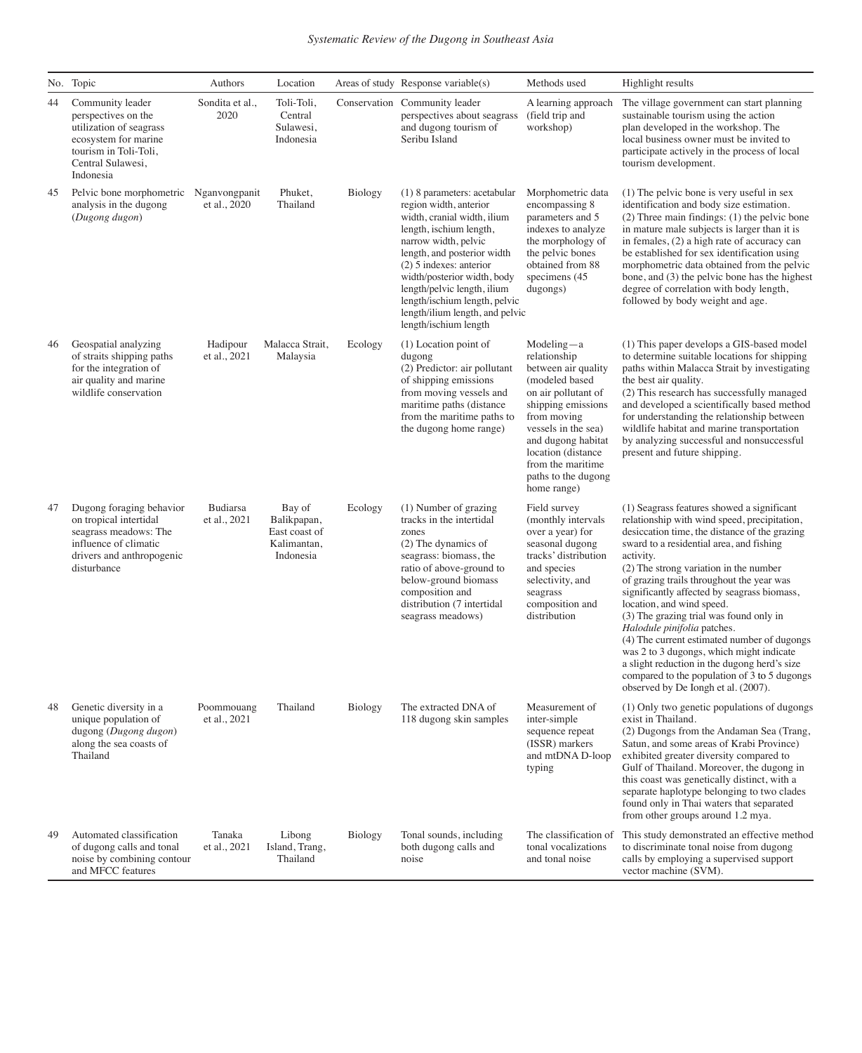| No. | Topic | Authors | Location | Areas of study | Response variable(s) | Methods used | Highlight results |
|---|---|---|---|---|---|---|---|
| 44 | Community leader perspectives on the utilization of seagrass ecosystem for marine tourism in Toli-Toli, Central Sulawesi, Indonesia | Sondita et al., 2020 | Toli-Toli, Central Sulawesi, Indonesia | Conservation | Community leader perspectives about seagrass and dugong tourism of Seribu Island | A learning approach (field trip and workshop) | The village government can start planning sustainable tourism using the action plan developed in the workshop. The local business owner must be invited to participate actively in the process of local tourism development. |
| 45 | Pelvic bone morphometric analysis in the dugong (*Dugong dugon*) | Nganvongpanit et al., 2020 | Phuket, Thailand | Biology | (1) 8 parameters: acetabular region width, anterior width, cranial width, ilium length, ischium length, narrow width, pelvic length, and posterior width (2) 5 indexes: anterior width/posterior width, body length/pelvic length, ilium length/ischium length, pelvic length/ilium length, and pelvic length/ischium length | Morphometric data encompassing 8 parameters and 5 indexes to analyze the morphology of the pelvic bones obtained from 88 specimens (45 dugongs) | (1) The pelvic bone is very useful in sex identification and body size estimation. (2) Three main findings: (1) the pelvic bone in mature male subjects is larger than it is in females, (2) a high rate of accuracy can be established for sex identification using morphometric data obtained from the pelvic bone, and (3) the pelvic bone has the highest degree of correlation with body length, followed by body weight and age. |
| 46 | Geospatial analyzing of straits shipping paths for the integration of air quality and marine wildlife conservation | Hadipour et al., 2021 | Malacca Strait, Malaysia | Ecology | (1) Location point of dugong (2) Predictor: air pollutant of shipping emissions from moving vessels and maritime paths (distance from the maritime paths to the dugong home range) | Modeling—a relationship between air quality (modeled based on air pollutant of shipping emissions from moving vessels in the sea) and dugong habitat location (distance from the maritime paths to the dugong home range) | (1) This paper develops a GIS-based model to determine suitable locations for shipping paths within Malacca Strait by investigating the best air quality. (2) This research has successfully managed and developed a scientifically based method for understanding the relationship between wildlife habitat and marine transportation by analyzing successful and nonsuccessful present and future shipping. |
| 47 | Dugong foraging behavior on tropical intertidal seagrass meadows: The influence of climatic drivers and anthropogenic disturbance | Budiarsa et al., 2021 | Bay of Balikpapan, East coast of Kalimantan, Indonesia | Ecology | (1) Number of grazing tracks in the intertidal zones (2) The dynamics of seagrass: biomass, the ratio of above-ground to below-ground biomass composition and distribution (7 intertidal seagrass meadows) | Field survey (monthly intervals over a year) for seasonal dugong tracks' distribution and species selectivity, and seagrass composition and distribution | (1) Seagrass features showed a significant relationship with wind speed, precipitation, desiccation time, the distance of the grazing sward to a residential area, and fishing activity. (2) The strong variation in the number of grazing trails throughout the year was significantly affected by seagrass biomass, location, and wind speed. (3) The grazing trial was found only in *Halodule pinifolia* patches. (4) The current estimated number of dugongs was 2 to 3 dugongs, which might indicate a slight reduction in the dugong herd's size compared to the population of 3 to 5 dugongs observed by De Iongh et al. (2007). |
| 48 | Genetic diversity in a unique population of dugong (*Dugong dugon*) along the sea coasts of Thailand | Poommouang et al., 2021 | Thailand | Biology | The extracted DNA of 118 dugong skin samples | Measurement of inter-simple sequence repeat (ISSR) markers and mtDNA D-loop typing | (1) Only two genetic populations of dugongs exist in Thailand. (2) Dugongs from the Andaman Sea (Trang, Satun, and some areas of Krabi Province) exhibited greater diversity compared to Gulf of Thailand. Moreover, the dugong in this coast was genetically distinct, with a separate haplotype belonging to two clades found only in Thai waters that separated from other groups around 1.2 mya. |
| 49 | Automated classification of dugong calls and tonal noise by combining contour and MFCC features | Tanaka et al., 2021 | Libong Island, Trang, Thailand | Biology | Tonal sounds, including both dugong calls and noise | The classification of tonal vocalizations and tonal noise | This study demonstrated an effective method to discriminate tonal noise from dugong calls by employing a supervised support vector machine (SVM). |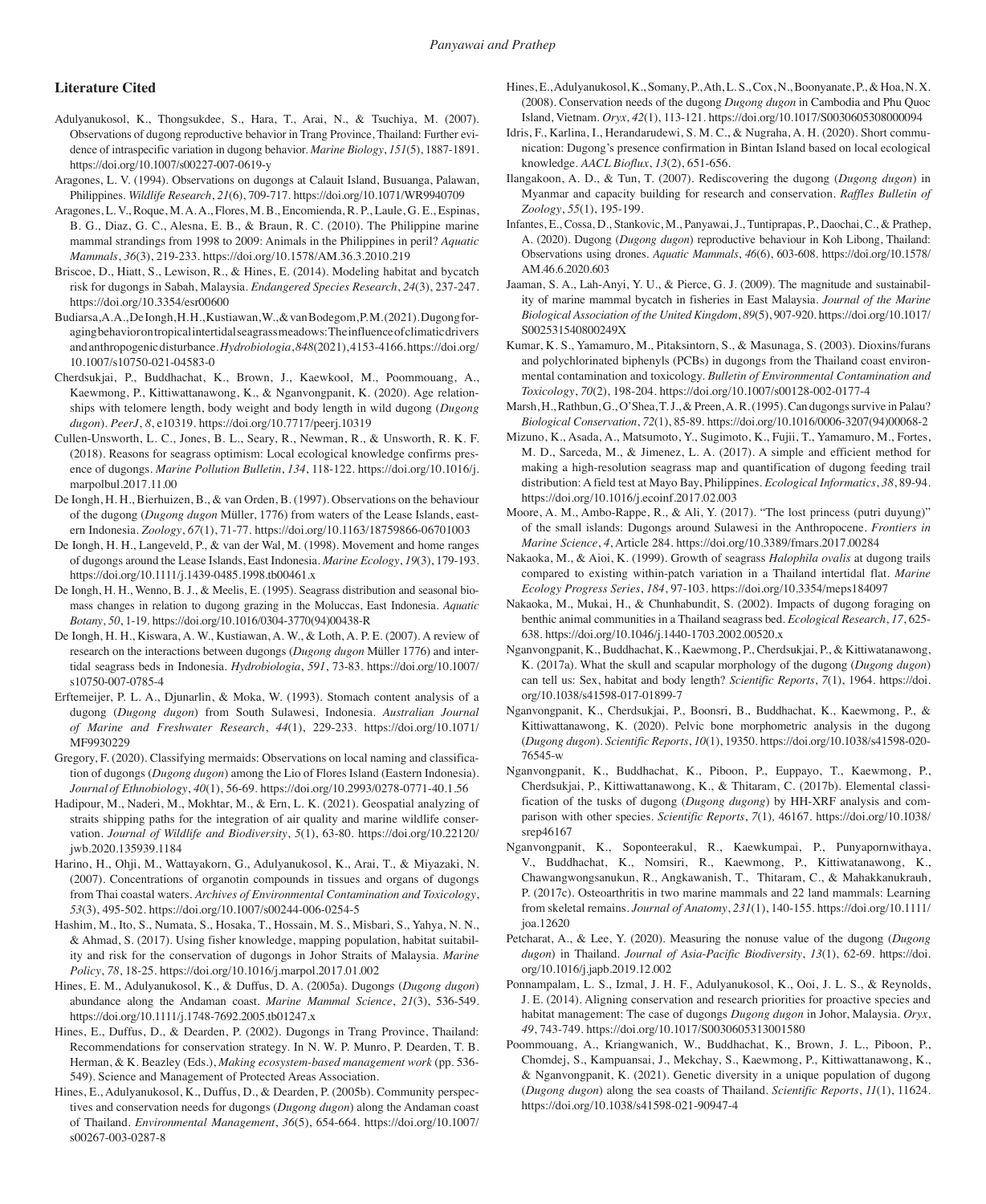## Literature Cited

Adulyanukosol, K., Thongsukdee, S., Hara, T., Arai, N., & Tsuchiya, M. (2007). Observations of dugong reproductive behavior in Trang Province, Thailand: Further evidence of intraspecific variation in dugong behavior. *Marine Biology*, *151*(5), 1887-1891. https://doi.org/10.1007/s00227-007-0619-y

Aragones, L. V. (1994). Observations on dugongs at Calauit Island, Busuanga, Palawan, Philippines. *Wildlife Research*, *21*(6), 709-717. https://doi.org/10.1071/WR9940709

Aragones, L. V., Roque, M. A. A., Flores, M. B., Encomienda, R. P., Laule, G. E., Espinas, B. G., Diaz, G. C., Alesna, E. B., & Braun, R. C. (2010). The Philippine marine mammal strandings from 1998 to 2009: Animals in the Philippines in peril? *Aquatic Mammals*, *36*(3), 219-233. https://doi.org/10.1578/AM.36.3.2010.219

Briscoe, D., Hiatt, S., Lewison, R., & Hines, E. (2014). Modeling habitat and bycatch risk for dugongs in Sabah, Malaysia. *Endangered Species Research*, *24*(3), 237-247. https://doi.org/10.3354/esr00600

Budiarsa, A. A., De Iongh, H. H., Kustiawan, W., & van Bodegom, P. M. (2021). Dugong foraging behavior on tropical intertidal seagrass meadows: The influence of climatic drivers and anthropogenic disturbance. *Hydrobiologia*, *848*(2021), 4153-4166. https://doi.org/10.1007/s10750-021-04583-0

Cherdsukjai, P., Buddhachat, K., Brown, J., Kaewkool, M., Poommouang, A., Kaewmong, P., Kittiwattanawong, K., & Nganvongpanit, K. (2020). Age relationships with telomere length, body weight and body length in wild dugong (*Dugong dugon*). *PeerJ*, *8*, e10319. https://doi.org/10.7717/peerj.10319

Cullen-Unsworth, L. C., Jones, B. L., Seary, R., Newman, R., & Unsworth, R. K. F. (2018). Reasons for seagrass optimism: Local ecological knowledge confirms presence of dugongs. *Marine Pollution Bulletin*, *134*, 118-122. https://doi.org/10.1016/j.marpolbul.2017.11.00

De Iongh, H. H., Bierhuizen, B., & van Orden, B. (1997). Observations on the behaviour of the dugong (*Dugong dugon* Müller, 1776) from waters of the Lease Islands, eastern Indonesia. *Zoology*, *67*(1), 71-77. https://doi.org/10.1163/18759866-06701003

De Iongh, H. H., Langeveld, P., & van der Wal, M. (1998). Movement and home ranges of dugongs around the Lease Islands, East Indonesia. *Marine Ecology*, *19*(3), 179-193. https://doi.org/10.1111/j.1439-0485.1998.tb00461.x

De Iongh, H. H., Wenno, B. J., & Meelis, E. (1995). Seagrass distribution and seasonal biomass changes in relation to dugong grazing in the Moluccas, East Indonesia. *Aquatic Botany*, *50*, 1-19. https://doi.org/10.1016/0304-3770(94)00438-R

De Iongh, H. H., Kiswara, A. W., Kustiawan, A. W., & Loth, A. P. E. (2007). A review of research on the interactions between dugongs (*Dugong dugon* Müller 1776) and intertidal seagrass beds in Indonesia. *Hydrobiologia*, *591*, 73-83. https://doi.org/10.1007/s10750-007-0785-4

Erftemeijer, P. L. A., Djunarlin, & Moka, W. (1993). Stomach content analysis of a dugong (*Dugong dugon*) from South Sulawesi, Indonesia. *Australian Journal of Marine and Freshwater Research*, *44*(1), 229-233. https://doi.org/10.1071/MF9930229

Gregory, F. (2020). Classifying mermaids: Observations on local naming and classification of dugongs (*Dugong dugon*) among the Lio of Flores Island (Eastern Indonesia). *Journal of Ethnobiology*, *40*(1), 56-69. https://doi.org/10.2993/0278-0771-40.1.56

Hadipour, M., Naderi, M., Mokhtar, M., & Ern, L. K. (2021). Geospatial analyzing of straits shipping paths for the integration of air quality and marine wildlife conservation. *Journal of Wildlife and Biodiversity*, *5*(1), 63-80. https://doi.org/10.22120/jwb.2020.135939.1184

Harino, H., Ohji, M., Wattayakorn, G., Adulyanukosol, K., Arai, T., & Miyazaki, N. (2007). Concentrations of organotin compounds in tissues and organs of dugongs from Thai coastal waters. *Archives of Environmental Contamination and Toxicology*, *53*(3), 495-502. https://doi.org/10.1007/s00244-006-0254-5

Hashim, M., Ito, S., Numata, S., Hosaka, T., Hossain, M. S., Misbari, S., Yahya, N. N., & Ahmad, S. (2017). Using fisher knowledge, mapping population, habitat suitability and risk for the conservation of dugongs in Johor Straits of Malaysia. *Marine Policy*, *78*, 18-25. https://doi.org/10.1016/j.marpol.2017.01.002

Hines, E. M., Adulyanukosol, K., & Duffus, D. A. (2005a). Dugongs (*Dugong dugon*) abundance along the Andaman coast. *Marine Mammal Science*, *21*(3), 536-549. https://doi.org/10.1111/j.1748-7692.2005.tb01247.x

Hines, E., Duffus, D., & Dearden, P. (2002). Dugongs in Trang Province, Thailand: Recommendations for conservation strategy. In N. W. P. Munro, P. Dearden, T. B. Herman, & K. Beazley (Eds.), *Making ecosystem-based management work* (pp. 536-549). Science and Management of Protected Areas Association.

Hines, E., Adulyanukosol, K., Duffus, D., & Dearden, P. (2005b). Community perspectives and conservation needs for dugongs (*Dugong dugon*) along the Andaman coast of Thailand. *Environmental Management*, *36*(5), 654-664. https://doi.org/10.1007/s00267-003-0287-8

Hines, E., Adulyanukosol, K., Somany, P., Ath, L. S., Cox, N., Boonyanate, P., & Hoa, N. X. (2008). Conservation needs of the dugong *Dugong dugon* in Cambodia and Phu Quoc Island, Vietnam. *Oryx*, *42*(1), 113-121. https://doi.org/10.1017/S0030605308000094

Idris, F., Karlina, I., Herandarudewi, S. M. C., & Nugraha, A. H. (2020). Short communication: Dugong's presence confirmation in Bintan Island based on local ecological knowledge. *AACL Bioflux*, *13*(2), 651-656.

Ilangakoon, A. D., & Tun, T. (2007). Rediscovering the dugong (*Dugong dugon*) in Myanmar and capacity building for research and conservation. *Raffles Bulletin of Zoology*, *55*(1), 195-199.

Infantes, E., Cossa, D., Stankovic, M., Panyawai, J., Tuntiprapas, P., Daochai, C., & Prathep, A. (2020). Dugong (*Dugong dugon*) reproductive behaviour in Koh Libong, Thailand: Observations using drones. *Aquatic Mammals*, *46*(6), 603-608. https://doi.org/10.1578/AM.46.6.2020.603

Jaaman, S. A., Lah-Anyi, Y. U., & Pierce, G. J. (2009). The magnitude and sustainability of marine mammal bycatch in fisheries in East Malaysia. *Journal of the Marine Biological Association of the United Kingdom*, *89*(5), 907-920. https://doi.org/10.1017/S002531540800249X

Kumar, K. S., Yamamuro, M., Pitaksintorn, S., & Masunaga, S. (2003). Dioxins/furans and polychlorinated biphenyls (PCBs) in dugongs from the Thailand coast environmental contamination and toxicology. *Bulletin of Environmental Contamination and Toxicology*, *70*(2), 198-204. https://doi.org/10.1007/s00128-002-0177-4

Marsh, H., Rathbun, G., O'Shea, T. J., & Preen, A. R. (1995). Can dugongs survive in Palau? *Biological Conservation*, *72*(1), 85-89. https://doi.org/10.1016/0006-3207(94)00068-2

Mizuno, K., Asada, A., Matsumoto, Y., Sugimoto, K., Fujii, T., Yamamuro, M., Fortes, M. D., Sarceda, M., & Jimenez, L. A. (2017). A simple and efficient method for making a high-resolution seagrass map and quantification of dugong feeding trail distribution: A field test at Mayo Bay, Philippines. *Ecological Informatics*, *38*, 89-94. https://doi.org/10.1016/j.ecoinf.2017.02.003

Moore, A. M., Ambo-Rappe, R., & Ali, Y. (2017). "The lost princess (putri duyung)" of the small islands: Dugongs around Sulawesi in the Anthropocene. *Frontiers in Marine Science*, *4*, Article 284. https://doi.org/10.3389/fmars.2017.00284

Nakaoka, M., & Aioi, K. (1999). Growth of seagrass *Halophila ovalis* at dugong trails compared to existing within-patch variation in a Thailand intertidal flat. *Marine Ecology Progress Series*, *184*, 97-103. https://doi.org/10.3354/meps184097

Nakaoka, M., Mukai, H., & Chunhabundit, S. (2002). Impacts of dugong foraging on benthic animal communities in a Thailand seagrass bed. *Ecological Research*, *17*, 625-638. https://doi.org/10.1046/j.1440-1703.2002.00520.x

Nganvongpanit, K., Buddhachat, K., Kaewmong, P., Cherdsukjai, P., & Kittiwatanawong, K. (2017a). What the skull and scapular morphology of the dugong (*Dugong dugon*) can tell us: Sex, habitat and body length? *Scientific Reports*, *7*(1), 1964. https://doi.org/10.1038/s41598-017-01899-7

Nganvongpanit, K., Cherdsukjai, P., Boonsri, B., Buddhachat, K., Kaewmong, P., & Kittiwattanawong, K. (2020). Pelvic bone morphometric analysis in the dugong (*Dugong dugon*). *Scientific Reports*, *10*(1), 19350. https://doi.org/10.1038/s41598-020-76545-w

Nganvongpanit, K., Buddhachat, K., Piboon, P., Euppayo, T., Kaewmong, P., Cherdsukjai, P., Kittiwattanawong, K., & Thitaram, C. (2017b). Elemental classification of the tusks of dugong (*Dugong dugong*) by HH-XRF analysis and comparison with other species. *Scientific Reports*, *7*(1), 46167. https://doi.org/10.1038/srep46167

Nganvongpanit, K., Soponteerakul, R., Kaewkumpai, P., Punyapornwithaya, V., Buddhachat, K., Nomsiri, R., Kaewmong, P., Kittiwatanawong, K., Chawangwongsanukun, R., Angkawanish, T., Thitaram, C., & Mahakkanukrauh, P. (2017c). Osteoarthritis in two marine mammals and 22 land mammals: Learning from skeletal remains. *Journal of Anatomy*, *231*(1), 140-155. https://doi.org/10.1111/joa.12620

Petcharat, A., & Lee, Y. (2020). Measuring the nonuse value of the dugong (*Dugong dugon*) in Thailand. *Journal of Asia-Pacific Biodiversity*, *13*(1), 62-69. https://doi.org/10.1016/j.japb.2019.12.002

Ponnampalam, L. S., Izmal, J. H. F., Adulyanukosol, K., Ooi, J. L. S., & Reynolds, J. E. (2014). Aligning conservation and research priorities for proactive species and habitat management: The case of dugongs *Dugong dugon* in Johor, Malaysia. *Oryx*, *49*, 743-749. https://doi.org/10.1017/S0030605313001580

Poommouang, A., Kriangwanich, W., Buddhachat, K., Brown, J. L., Piboon, P., Chomdej, S., Kampuansai, J., Mekchay, S., Kaewmong, P., Kittiwattanawong, K., & Nganvongpanit, K. (2021). Genetic diversity in a unique population of dugong (*Dugong dugon*) along the sea coasts of Thailand. *Scientific Reports*, *11*(1), 11624. https://doi.org/10.1038/s41598-021-90947-4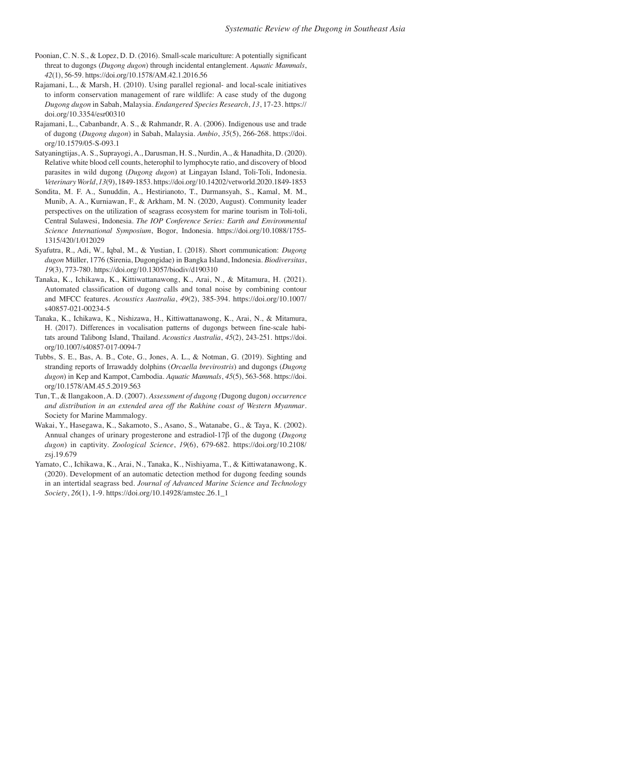Poonian, C. N. S., & Lopez, D. D. (2016). Small-scale mariculture: A potentially significant threat to dugongs (*Dugong dugon*) through incidental entanglement. *Aquatic Mammals*, *42*(1), 56-59. https://doi.org/10.1578/AM.42.1.2016.56

Rajamani, L., & Marsh, H. (2010). Using parallel regional- and local-scale initiatives to inform conservation management of rare wildlife: A case study of the dugong *Dugong dugon* in Sabah, Malaysia. *Endangered Species Research*, *13*, 17-23. https://doi.org/10.3354/esr00310

Rajamani, L., Cabanbandr, A. S., & Rahmandr, R. A. (2006). Indigenous use and trade of dugong (*Dugong dugon*) in Sabah, Malaysia. *Ambio*, *35*(5), 266-268. https://doi.org/10.1579/05-S-093.1

Satyaningtijas, A. S., Suprayogi, A., Darusman, H. S., Nurdin, A., & Hanadhita, D. (2020). Relative white blood cell counts, heterophil to lymphocyte ratio, and discovery of blood parasites in wild dugong (*Dugong dugon*) at Lingayan Island, Toli-Toli, Indonesia. *Veterinary World*, *13*(9), 1849-1853. https://doi.org/10.14202/vetworld.2020.1849-1853

Sondita, M. F. A., Sunuddin, A., Hestirianoto, T., Darmansyah, S., Kamal, M. M., Munib, A. A., Kurniawan, F., & Arkham, M. N. (2020, August). Community leader perspectives on the utilization of seagrass ecosystem for marine tourism in Toli-toli, Central Sulawesi, Indonesia. *The IOP Conference Series: Earth and Environmental Science International Symposium*, Bogor, Indonesia. https://doi.org/10.1088/1755-1315/420/1/012029

Syafutra, R., Adi, W., Iqbal, M., & Yustian, I. (2018). Short communication: *Dugong dugon* Müller, 1776 (Sirenia, Dugongidae) in Bangka Island, Indonesia. *Biodiversitas*, *19*(3), 773-780. https://doi.org/10.13057/biodiv/d190310

Tanaka, K., Ichikawa, K., Kittiwattanawong, K., Arai, N., & Mitamura, H. (2021). Automated classification of dugong calls and tonal noise by combining contour and MFCC features. *Acoustics Australia*, *49*(2), 385-394. https://doi.org/10.1007/s40857-021-00234-5

Tanaka, K., Ichikawa, K., Nishizawa, H., Kittiwattanawong, K., Arai, N., & Mitamura, H. (2017). Differences in vocalisation patterns of dugongs between fine-scale habitats around Talibong Island, Thailand. *Acoustics Australia*, *45*(2), 243-251. https://doi.org/10.1007/s40857-017-0094-7

Tubbs, S. E., Bas, A. B., Cote, G., Jones, A. L., & Notman, G. (2019). Sighting and stranding reports of Irrawaddy dolphins (*Orcaella brevirostris*) and dugongs (*Dugong dugon*) in Kep and Kampot, Cambodia. *Aquatic Mammals*, *45*(5), 563-568. https://doi.org/10.1578/AM.45.5.2019.563

Tun, T., & Ilangakoon, A. D. (2007). *Assessment of dugong (*Dugong dugon*) occurrence and distribution in an extended area off the Rakhine coast of Western Myanmar*. Society for Marine Mammalogy.

Wakai, Y., Hasegawa, K., Sakamoto, S., Asano, S., Watanabe, G., & Taya, K. (2002). Annual changes of urinary progesterone and estradiol-17β of the dugong (*Dugong dugon*) in captivity. *Zoological Science*, *19*(6), 679-682. https://doi.org/10.2108/zsj.19.679

Yamato, C., Ichikawa, K., Arai, N., Tanaka, K., Nishiyama, T., & Kittiwatanawong, K. (2020). Development of an automatic detection method for dugong feeding sounds in an intertidal seagrass bed. *Journal of Advanced Marine Science and Technology Society*, *26*(1), 1-9. https://doi.org/10.14928/amstec.26.1_1